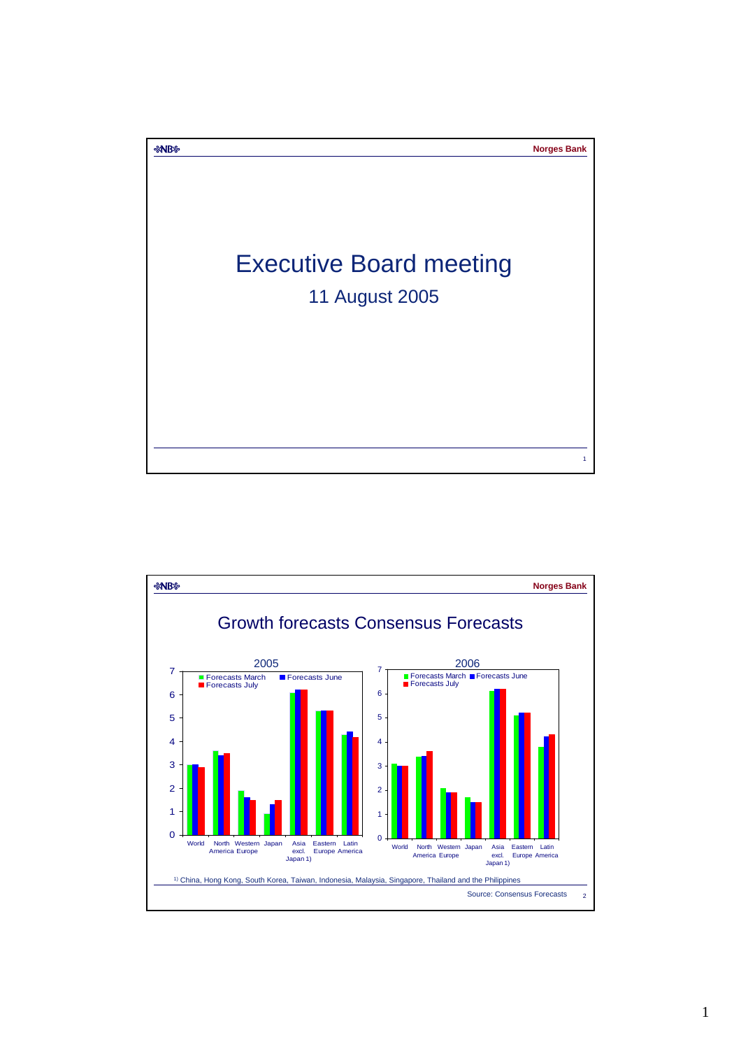# Executive Board meeting

11 August 2005

## Growth forecasts Consensus Forecasts

2005

Forecasts March | Forecasts June | Forecasts July

World, North America, Western Europe, Japan, Asia excl. Japan 1), Eastern Europe, Latin America

2006

Forecasts March | Forecasts June | Forecasts July

World, North America, Western Europe, Japan, Asia excl. Japan 1), Eastern Europe, Latin America

1) China, Hong Kong, South Korea, Taiwan, Indonesia, Malaysia, Singapore, Thailand and the Philippines

Source: Consensus Forecasts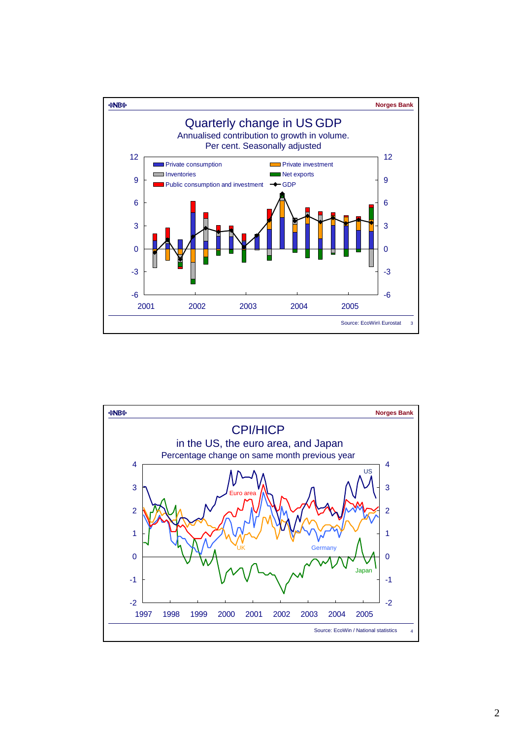Norges Bank

# Quarterly change in US GDP

Annualised contribution to growth in volume. Per cent. Seasonally adjusted

Legend: Private consumption, Private investment, Inventories, Net exports, Public consumption and investment, GDP

Source: EcoWin\ Eurostat

Norges Bank

# CPI/HICP

in the US, the euro area, and Japan

Percentage change on same month previous year

Series: US, Euro area, UK, Germany, Japan

Source: EcoWin / National statistics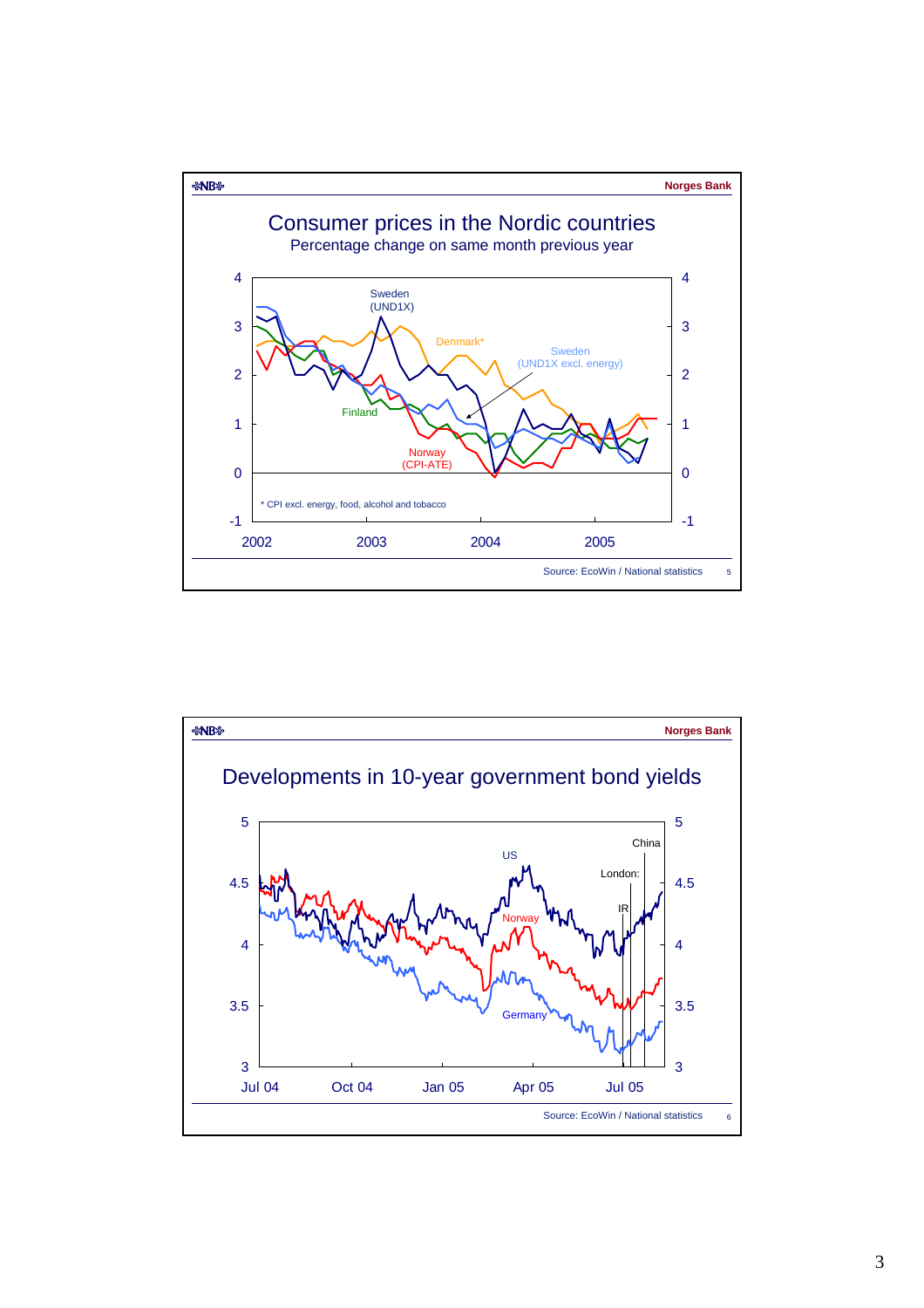## Consumer prices in the Nordic countries

Percentage change on same month previous year

Sweden (UND1X)

Denmark*

Sweden (UND1X excl. energy)

Finland

Norway (CPI-ATE)

* CPI excl. energy, food, alcohol and tobacco

Source: EcoWin / National statistics

## Developments in 10-year government bond yields

US

China

London:

IR

Norway

Germany

Source: EcoWin / National statistics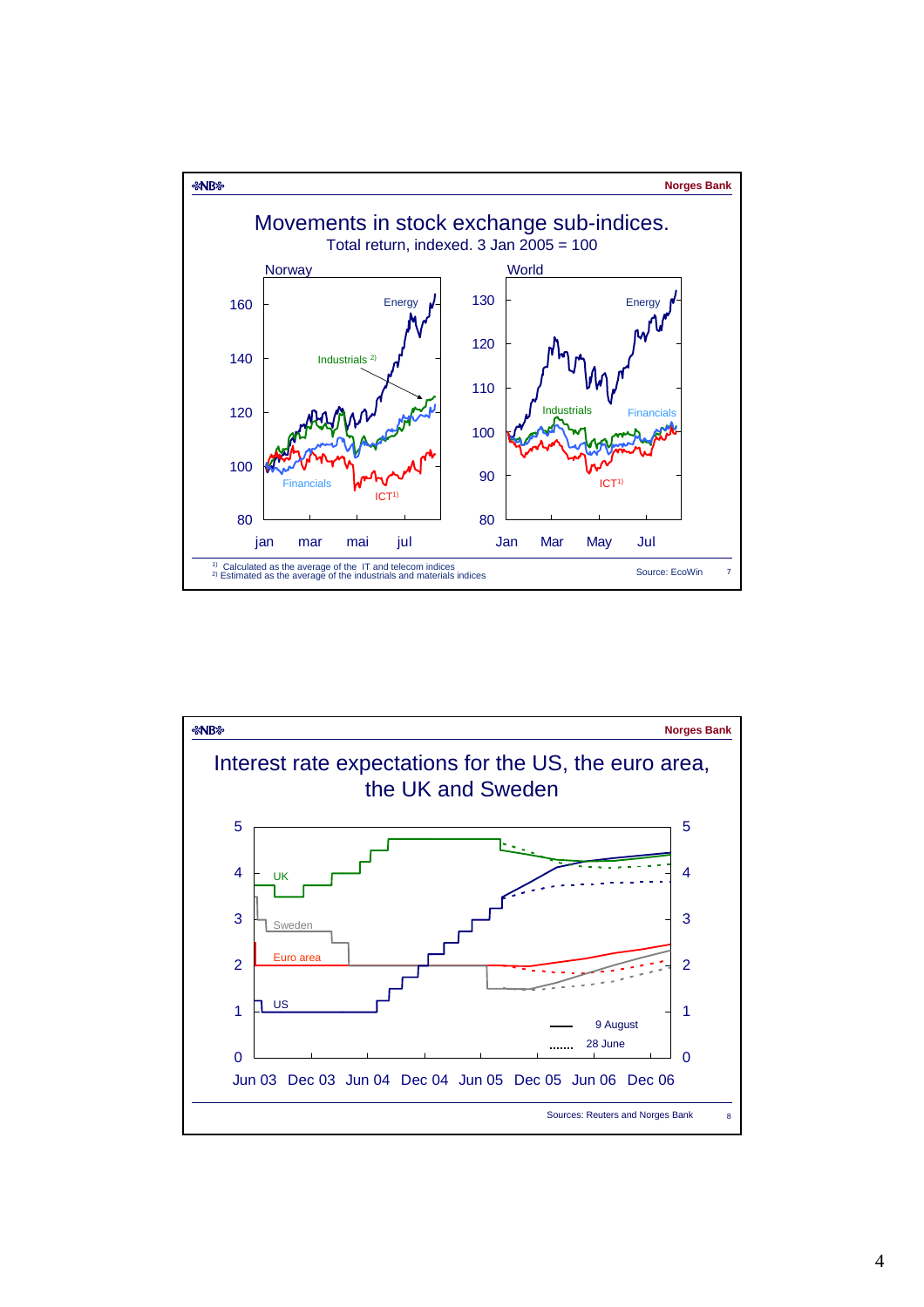Norges Bank

# Movements in stock exchange sub-indices.

Total return, indexed. 3 Jan 2005 = 100

Norway

World

[1] Calculated as the average of the IT and telecom indices
[2] Estimated as the average of the industrials and materials indices

Source: EcoWin

Norges Bank

# Interest rate expectations for the US, the euro area, the UK and Sweden

Sources: Reuters and Norges Bank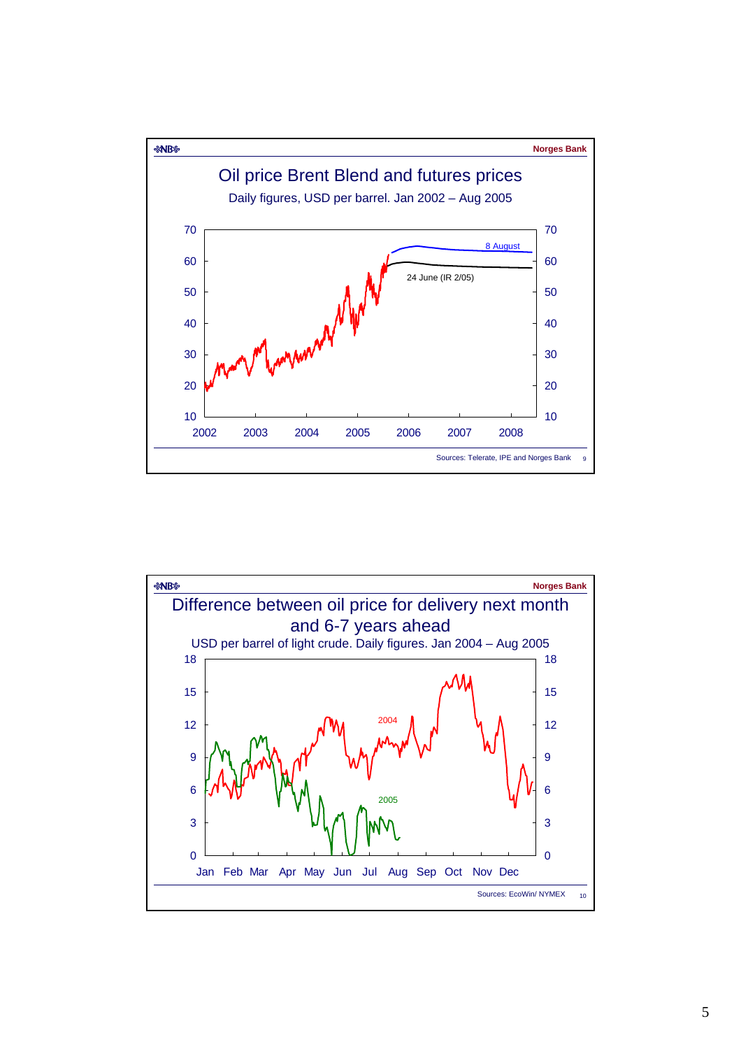## Oil price Brent Blend and futures prices

Daily figures, USD per barrel. Jan 2002 – Aug 2005

Sources: Telerate, IPE and Norges Bank

## Difference between oil price for delivery next month and 6-7 years ahead

USD per barrel of light crude. Daily figures. Jan 2004 – Aug 2005

Sources: EcoWin/ NYMEX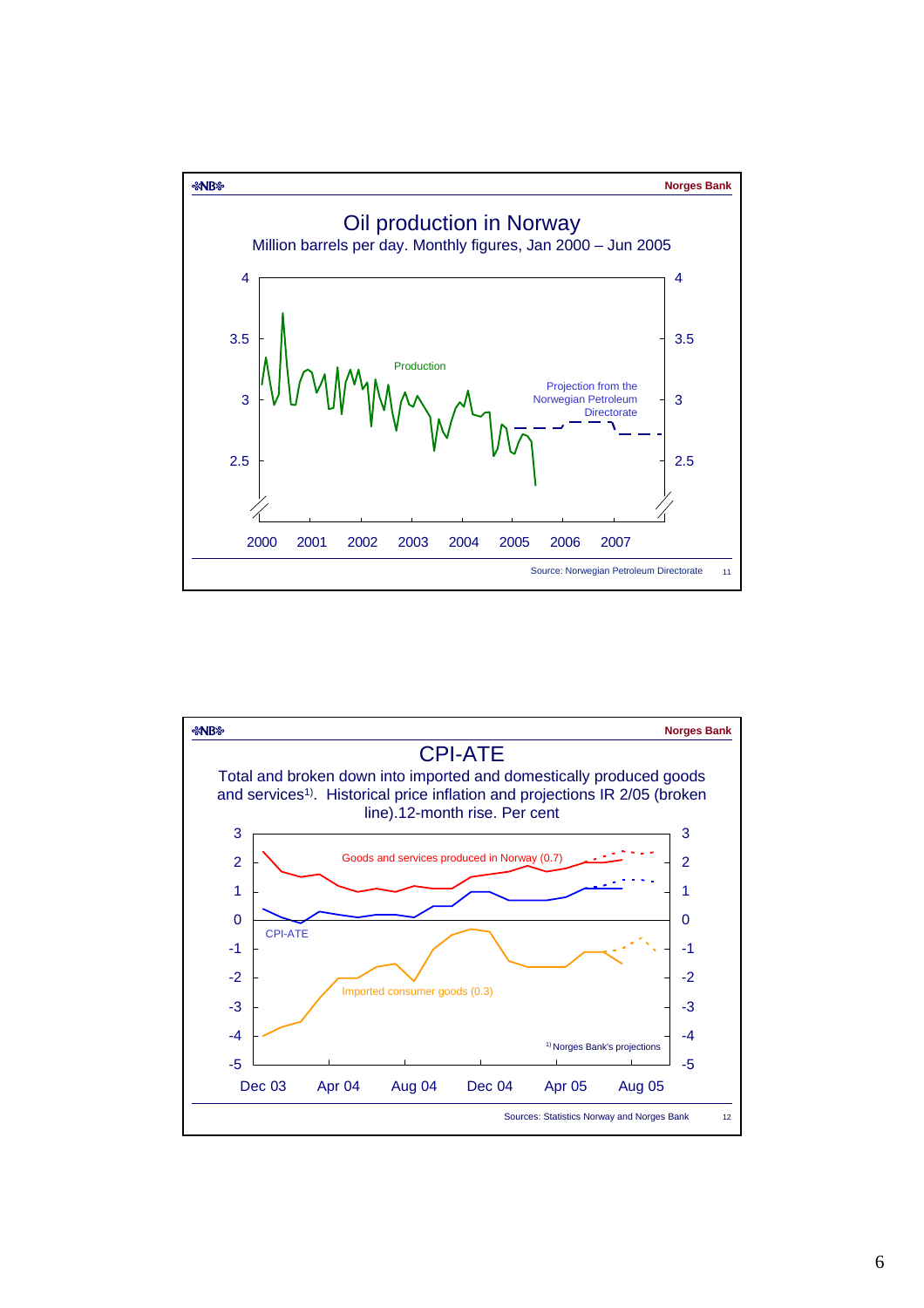# Oil production in Norway

Million barrels per day. Monthly figures, Jan 2000 – Jun 2005

Production

Projection from the Norwegian Petroleum Directorate

2000 2001 2002 2003 2004 2005 2006 2007

Source: Norwegian Petroleum Directorate

# CPI-ATE

Total and broken down into imported and domestically produced goods and services[1]. Historical price inflation and projections IR 2/05 (broken line).12-month rise. Per cent

Goods and services produced in Norway (0.7)

CPI-ATE

Imported consumer goods (0.3)

[1] Norges Bank's projections

Dec 03 Apr 04 Aug 04 Dec 04 Apr 05 Aug 05

Sources: Statistics Norway and Norges Bank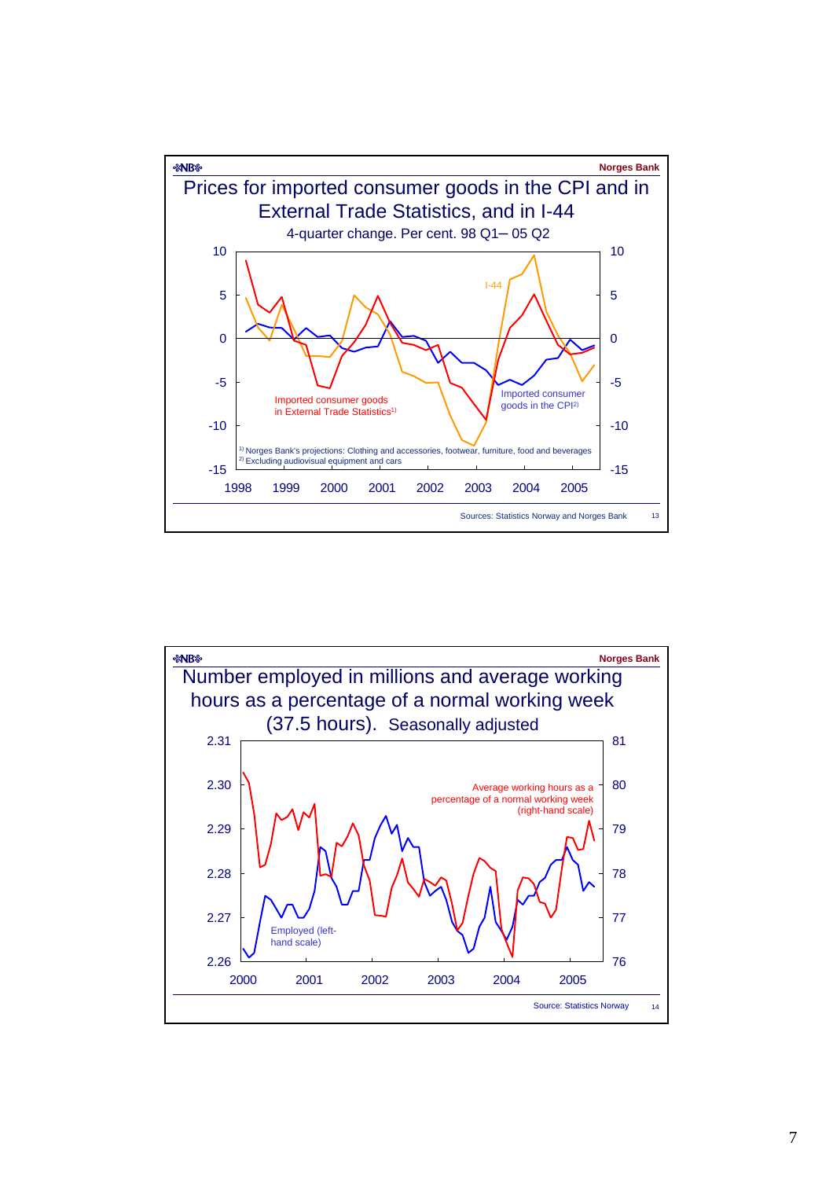Norges Bank

# Prices for imported consumer goods in the CPI and in External Trade Statistics, and in I-44

4-quarter change. Per cent. 98 Q1– 05 Q2

I-44

Imported consumer goods in External Trade Statistics[1]

Imported consumer goods in the CPI[2]

[1] Norges Bank's projections: Clothing and accessories, footwear, furniture, food and beverages
[2] Excluding audiovisual equipment and cars

Sources: Statistics Norway and Norges Bank

13

Norges Bank

# Number employed in millions and average working hours as a percentage of a normal working week (37.5 hours). Seasonally adjusted

Average working hours as a percentage of a normal working week (right-hand scale)

Employed (left-hand scale)

Source: Statistics Norway

14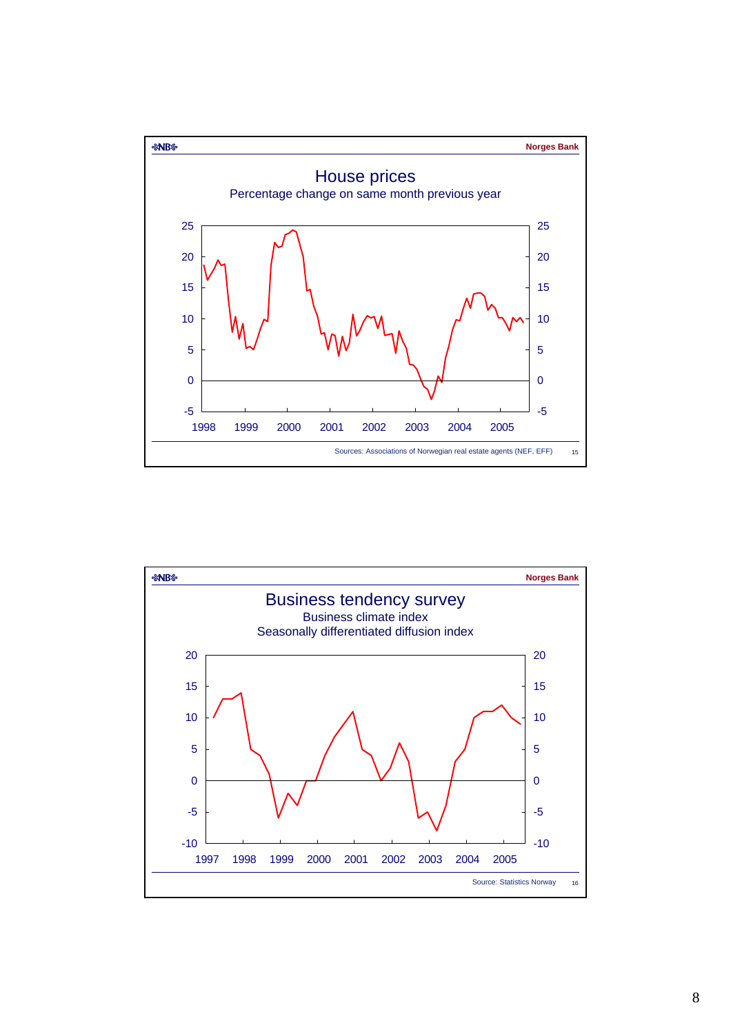Norges Bank

## House prices

Percentage change on same month previous year

Sources: Associations of Norwegian real estate agents (NEF, EFF)

Norges Bank

## Business tendency survey

Business climate index

Seasonally differentiated diffusion index

Source: Statistics Norway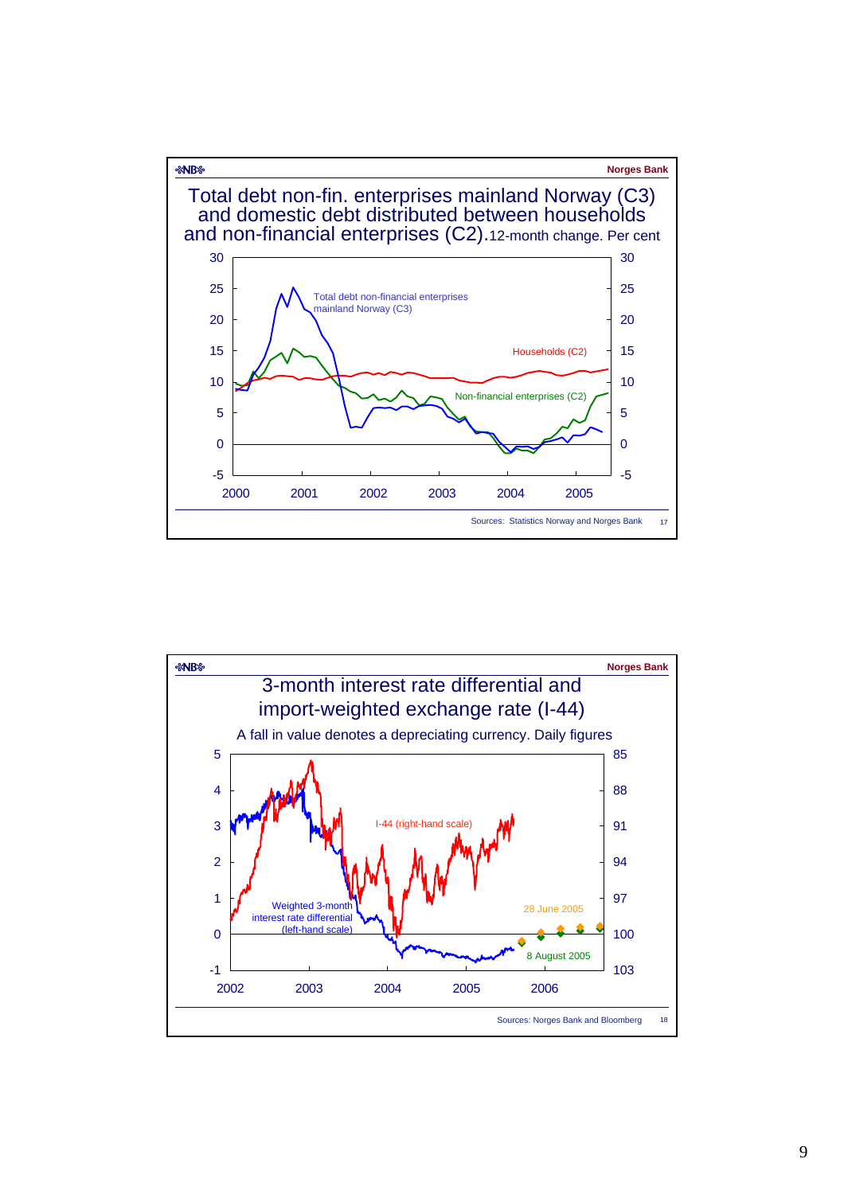Norges Bank

## Total debt non-fin. enterprises mainland Norway (C3) and domestic debt distributed between households and non-financial enterprises (C2). 12-month change. Per cent

Total debt non-financial enterprises mainland Norway (C3)

Households (C2)

Non-financial enterprises (C2)

Sources: Statistics Norway and Norges Bank

17

Norges Bank

## 3-month interest rate differential and import-weighted exchange rate (I-44)

A fall in value denotes a depreciating currency. Daily figures

I-44 (right-hand scale)

Weighted 3-month interest rate differential (left-hand scale)

28 June 2005

8 August 2005

Sources: Norges Bank and Bloomberg

18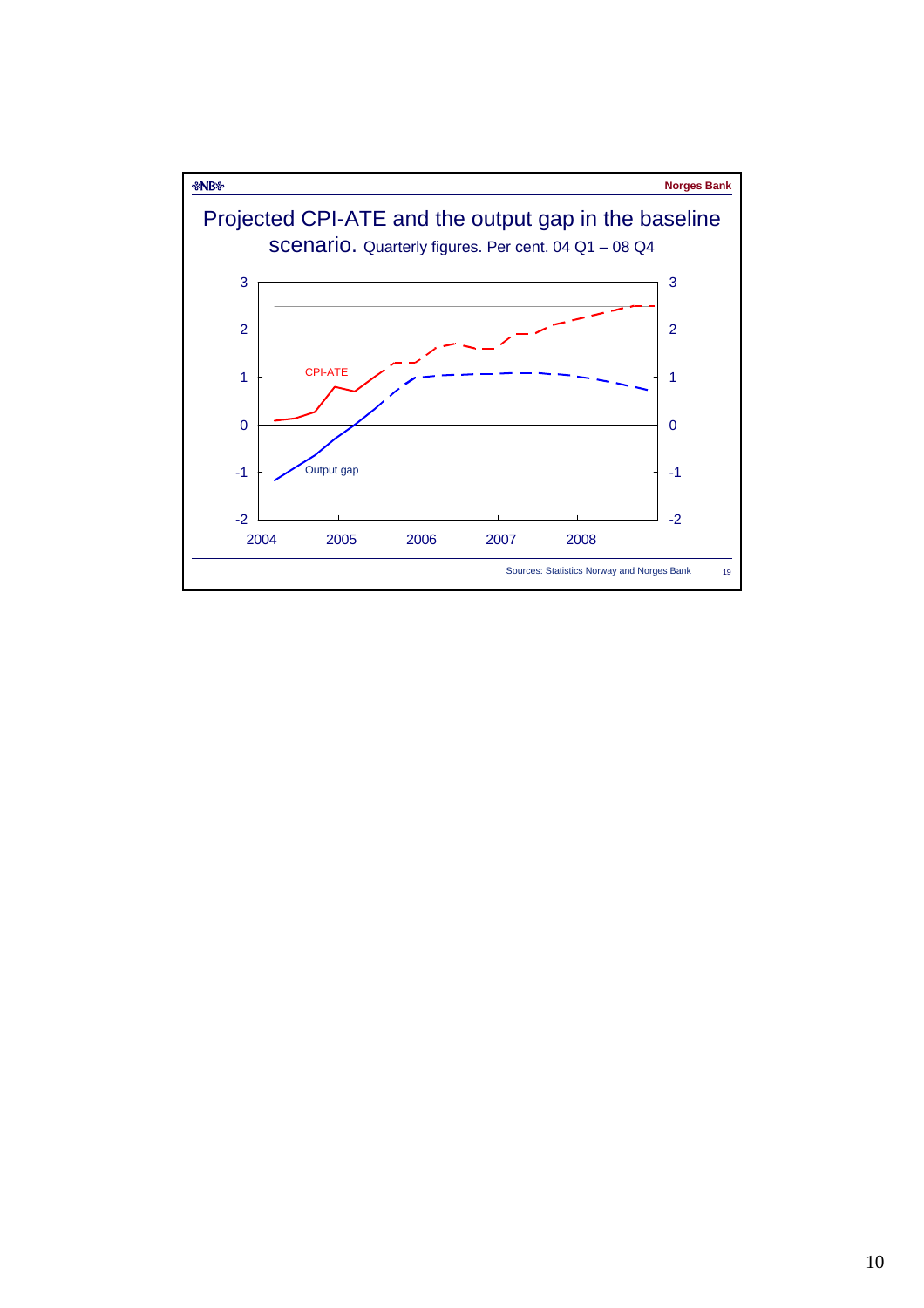Norges Bank

# Projected CPI-ATE and the output gap in the baseline scenario. Quarterly figures. Per cent. 04 Q1 – 08 Q4

3
2
1
0
-1
-2

CPI-ATE

Output gap

2004
2005
2006
2007
2008

Sources: Statistics Norway and Norges Bank